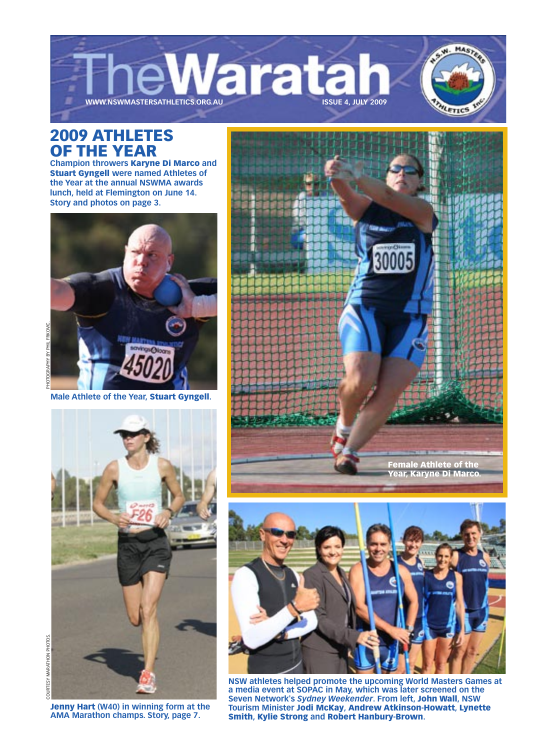# TheWaratah

WWW.NSWMASTERSATHLETICS.ORG.AU

ISSUE 4, JULY 2009

## 2009 ATHLETES OF THE YEAR

**Champion throwers Karyne Di Marco and Stuart Gyngell were named Athletes of the Year at the annual NSWMA awards lunch, held at Flemington on June 14. Story and photos on page 3.**

PHOTOGRAPHY BY PHIL FRKOVIC

Male Athlete of the Year, **Stuart Gyngell**.

Female Athlete of the Year, Karyne Di Marco.

COURTESY MARATHON PHOTOS

**Jenny Hart** (W40) in winning form at the AMA Marathon champs. Story, page 7.

NSW athletes helped promote the upcoming World Masters Games at a media event at SOPAC in May, which was later screened on the Seven Network's *Sydney Weekender*. From left, **John Wall**, NSW Tourism Minister **Jodi McKay**, **Andrew Atkinson-Howatt**, **Lynette Smith**, **Kylie Strong** and **Robert Hanbury-Brown**.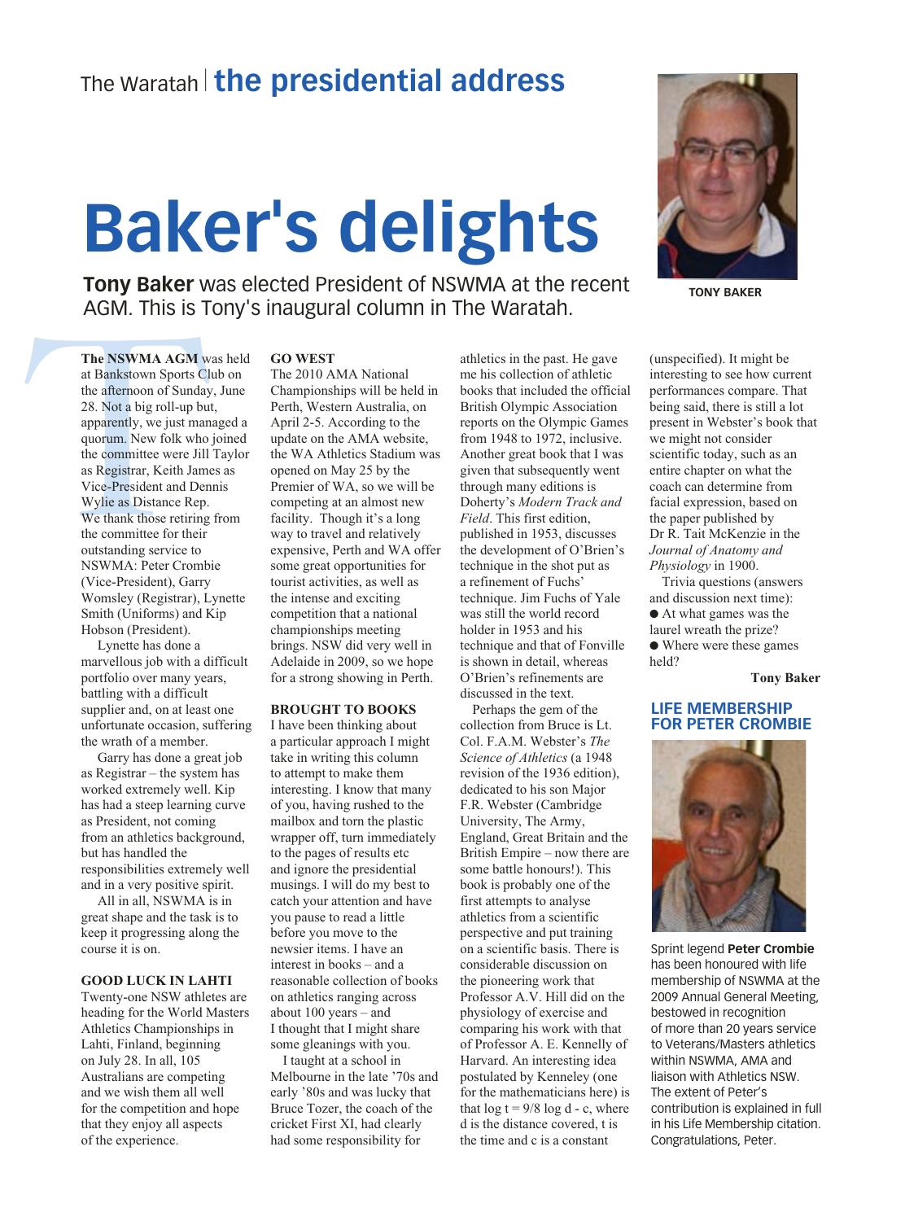The Waratah | **the presidential address**

# Baker's delights

**Tony Baker** was elected President of NSWMA at the recent AGM. This is Tony's inaugural column in The Waratah.

TONY BAKER

**The NSWMA AGM** was held at Bankstown Sports Club on the afternoon of Sunday, June 28. Not a big roll-up but, apparently, we just managed a quorum. New folk who joined the committee were Jill Taylor as Registrar, Keith James as Vice-President and Dennis Wylie as Distance Rep. We thank those retiring from the committee for their outstanding service to NSWMA: Peter Crombie (Vice-President), Garry Womsley (Registrar), Lynette Smith (Uniforms) and Kip Hobson (President).

Lynette has done a marvellous job with a difficult portfolio over many years, battling with a difficult supplier and, on at least one unfortunate occasion, suffering the wrath of a member.

Garry has done a great job as Registrar – the system has worked extremely well. Kip has had a steep learning curve as President, not coming from an athletics background, but has handled the responsibilities extremely well and in a very positive spirit.

All in all, NSWMA is in great shape and the task is to keep it progressing along the course it is on.

## GOOD LUCK IN LAHTI

Twenty-one NSW athletes are heading for the World Masters Athletics Championships in Lahti, Finland, beginning on July 28. In all, 105 Australians are competing and we wish them all well for the competition and hope that they enjoy all aspects of the experience.

## GO WEST

The 2010 AMA National Championships will be held in Perth, Western Australia, on April 2-5. According to the update on the AMA website, the WA Athletics Stadium was opened on May 25 by the Premier of WA, so we will be competing at an almost new facility. Though it's a long way to travel and relatively expensive, Perth and WA offer some great opportunities for tourist activities, as well as the intense and exciting competition that a national championships meeting brings. NSW did very well in Adelaide in 2009, so we hope for a strong showing in Perth.

## BROUGHT TO BOOKS

I have been thinking about a particular approach I might take in writing this column to attempt to make them interesting. I know that many of you, having rushed to the mailbox and torn the plastic wrapper off, turn immediately to the pages of results etc and ignore the presidential musings. I will do my best to catch your attention and have you pause to read a little before you move to the newsier items. I have an interest in books – and a reasonable collection of books on athletics ranging across about 100 years – and I thought that I might share some gleanings with you.

I taught at a school in Melbourne in the late '70s and early '80s and was lucky that Bruce Tozer, the coach of the cricket First XI, had clearly had some responsibility for athletics in the past. He gave me his collection of athletic books that included the official British Olympic Association reports on the Olympic Games from 1948 to 1972, inclusive. Another great book that I was given that subsequently went through many editions is Doherty's *Modern Track and Field*. This first edition, published in 1953, discusses the development of O'Brien's technique in the shot put as a refinement of Fuchs' technique. Jim Fuchs of Yale was still the world record holder in 1953 and his technique and that of Fonville is shown in detail, whereas O'Brien's refinements are discussed in the text.

Perhaps the gem of the collection from Bruce is Lt. Col. F.A.M. Webster's *The Science of Athletics* (a 1948 revision of the 1936 edition), dedicated to his son Major F.R. Webster (Cambridge University, The Army, England, Great Britain and the British Empire – now there are some battle honours!). This book is probably one of the first attempts to analyse athletics from a scientific perspective and put training on a scientific basis. There is considerable discussion on the pioneering work that Professor A.V. Hill did on the physiology of exercise and comparing his work with that of Professor A. E. Kennelly of Harvard. An interesting idea postulated by Kenneley (one for the mathematicians here) is that $\log t = 9/8 \log d - c$, where d is the distance covered, t is the time and c is a constant (unspecified). It might be interesting to see how current performances compare. That being said, there is still a lot present in Webster's book that we might not consider scientific today, such as an entire chapter on what the coach can determine from facial expression, based on the paper published by Dr R. Tait McKenzie in the *Journal of Anatomy and Physiology* in 1900.

Trivia questions (answers and discussion next time):

- At what games was the laurel wreath the prize?
- Where were these games held?

**Tony Baker**

## LIFE MEMBERSHIP FOR PETER CROMBIE

Sprint legend **Peter Crombie** has been honoured with life membership of NSWMA at the 2009 Annual General Meeting, bestowed in recognition of more than 20 years service to Veterans/Masters athletics within NSWMA, AMA and liaison with Athletics NSW. The extent of Peter's contribution is explained in full in his Life Membership citation. Congratulations, Peter.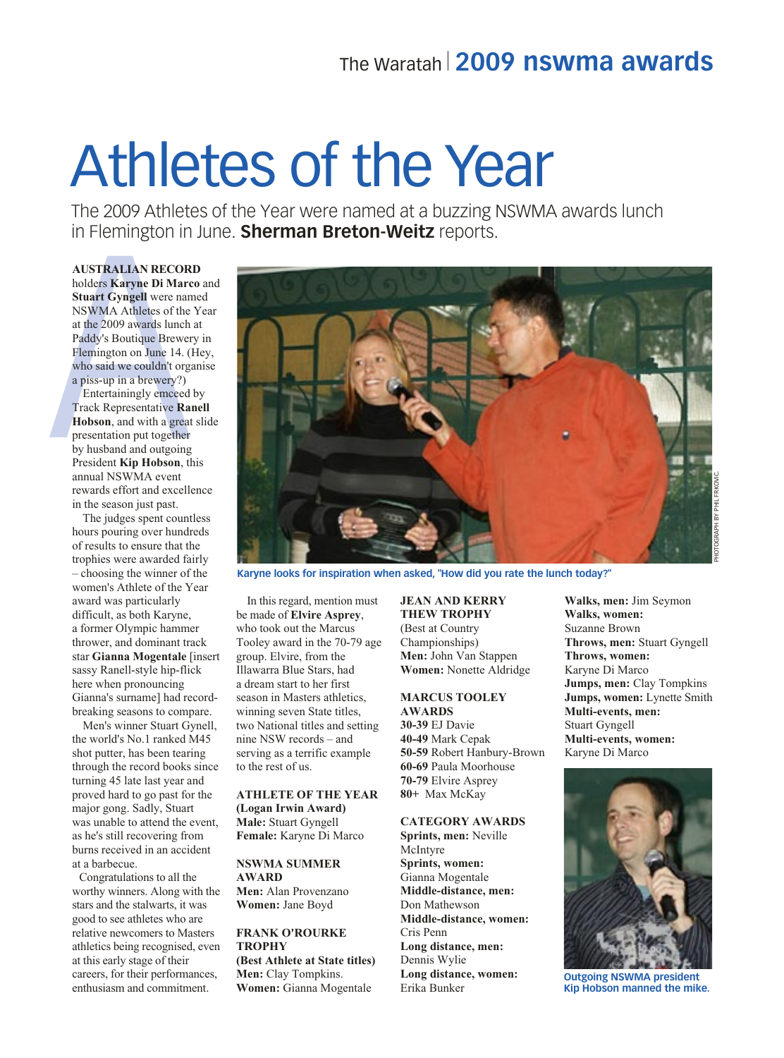# Athletes of the Year

The 2009 Athletes of the Year were named at a buzzing NSWMA awards lunch in Flemington in June. **Sherman Breton-Weitz** reports.

**AUSTRALIAN RECORD** holders **Karyne Di Marco** and **Stuart Gyngell** were named NSWMA Athletes of the Year at the 2009 awards lunch at Paddy's Boutique Brewery in Flemington on June 14. (Hey, who said we couldn't organise a piss-up in a brewery?)

Entertainingly emceed by Track Representative **Ranell Hobson**, and with a great slide presentation put together by husband and outgoing President **Kip Hobson**, this annual NSWMA event rewards effort and excellence in the season just past.

The judges spent countless hours pouring over hundreds of results to ensure that the trophies were awarded fairly – choosing the winner of the women's Athlete of the Year award was particularly difficult, as both Karyne, a former Olympic hammer thrower, and dominant track star **Gianna Mogentale** [insert sassy Ranell-style hip-flick here when pronouncing Gianna's surname] had record-breaking seasons to compare.

Men's winner Stuart Gynell, the world's No.1 ranked M45 shot putter, has been tearing through the record books since turning 45 late last year and proved hard to go past for the major gong. Sadly, Stuart was unable to attend the event, as he's still recovering from burns received in an accident at a barbecue.

Congratulations to all the worthy winners. Along with the stars and the stalwarts, it was good to see athletes who are relative newcomers to Masters athletics being recognised, even at this early stage of their careers, for their performances, enthusiasm and commitment.

Karyne looks for inspiration when asked, "How did you rate the lunch today?"

PHOTOGRAPH BY PHIL FRKOVIC.

In this regard, mention must be made of **Elvire Asprey**, who took out the Marcus Tooley award in the 70-79 age group. Elvire, from the Illawarra Blue Stars, had a dream start to her first season in Masters athletics, winning seven State titles, two National titles and setting nine NSW records – and serving as a terrific example to the rest of us.

**ATHLETE OF THE YEAR (Logan Irwin Award)**
**Male:** Stuart Gyngell
**Female:** Karyne Di Marco

**NSWMA SUMMER AWARD**
**Men:** Alan Provenzano
**Women:** Jane Boyd

**FRANK O'ROURKE TROPHY**
**(Best Athlete at State titles)**
**Men:** Clay Tompkins.
**Women:** Gianna Mogentale

**JEAN AND KERRY THEW TROPHY**
(Best at Country Championships)
**Men:** John Van Stappen
**Women:** Nonette Aldridge

**MARCUS TOOLEY AWARDS**
**30-39** EJ Davie
**40-49** Mark Cepak
**50-59** Robert Hanbury-Brown
**60-69** Paula Moorhouse
**70-79** Elvire Asprey
**80+** Max McKay

**CATEGORY AWARDS**
**Sprints, men:** Neville McIntyre
**Sprints, women:** Gianna Mogentale
**Middle-distance, men:** Don Mathewson
**Middle-distance, women:** Cris Penn
**Long distance, men:** Dennis Wylie
**Long distance, women:** Erika Bunker
**Walks, men:** Jim Seymon
**Walks, women:** Suzanne Brown
**Throws, men:** Stuart Gyngell
**Throws, women:** Karyne Di Marco
**Jumps, men:** Clay Tompkins
**Jumps, women:** Lynette Smith
**Multi-events, men:** Stuart Gyngell
**Multi-events, women:** Karyne Di Marco

Outgoing NSWMA president Kip Hobson manned the mike.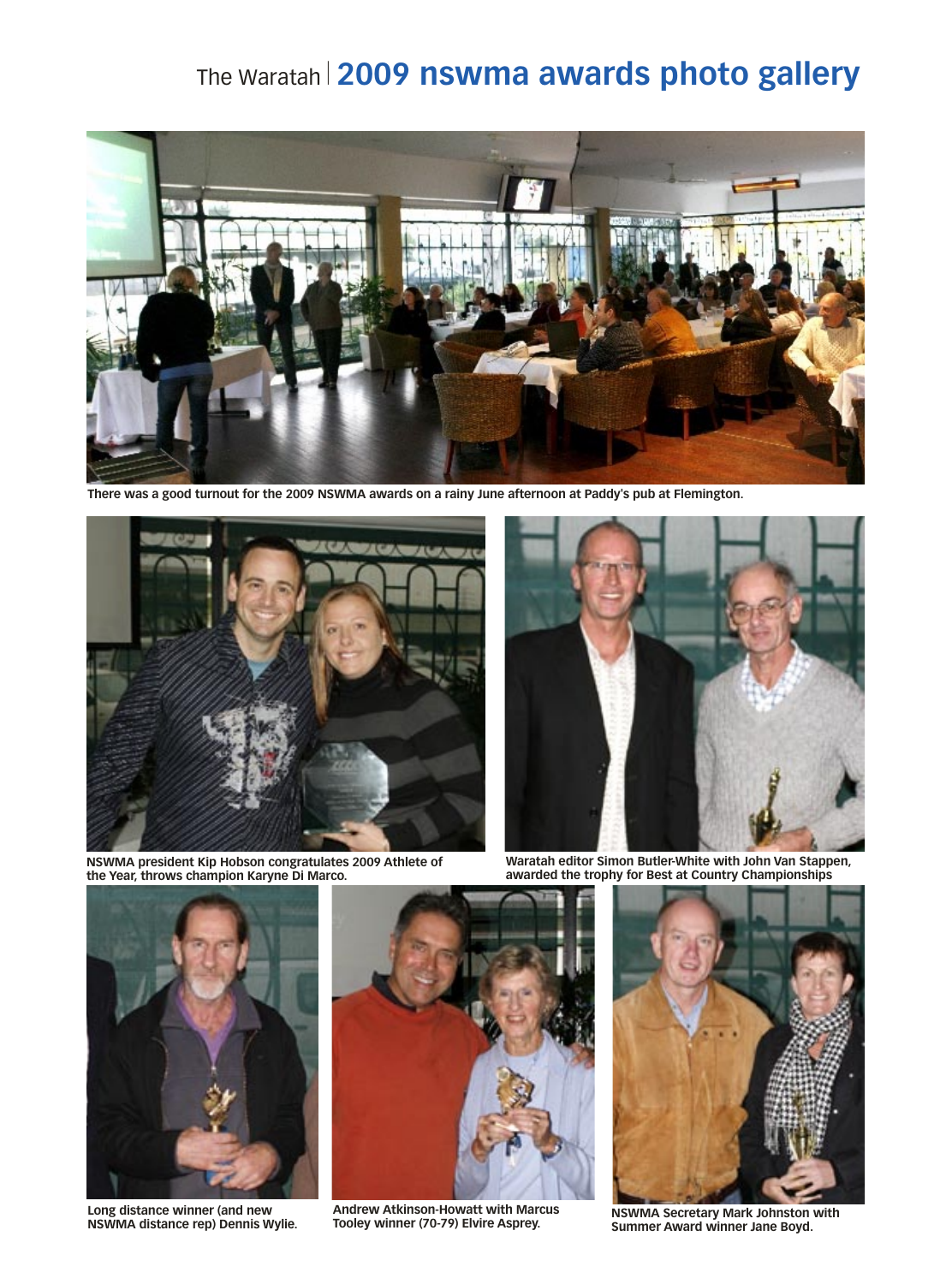# 2009 nswma awards photo gallery

There was a good turnout for the 2009 NSWMA awards on a rainy June afternoon at Paddy's pub at Flemington.

NSWMA president Kip Hobson congratulates 2009 Athlete of the Year, throws champion Karyne Di Marco.

Waratah editor Simon Butler-White with John Van Stappen, awarded the trophy for Best at Country Championships

Long distance winner (and new NSWMA distance rep) Dennis Wylie.

Andrew Atkinson-Howatt with Marcus Tooley winner (70-79) Elvire Asprey.

NSWMA Secretary Mark Johnston with Summer Award winner Jane Boyd.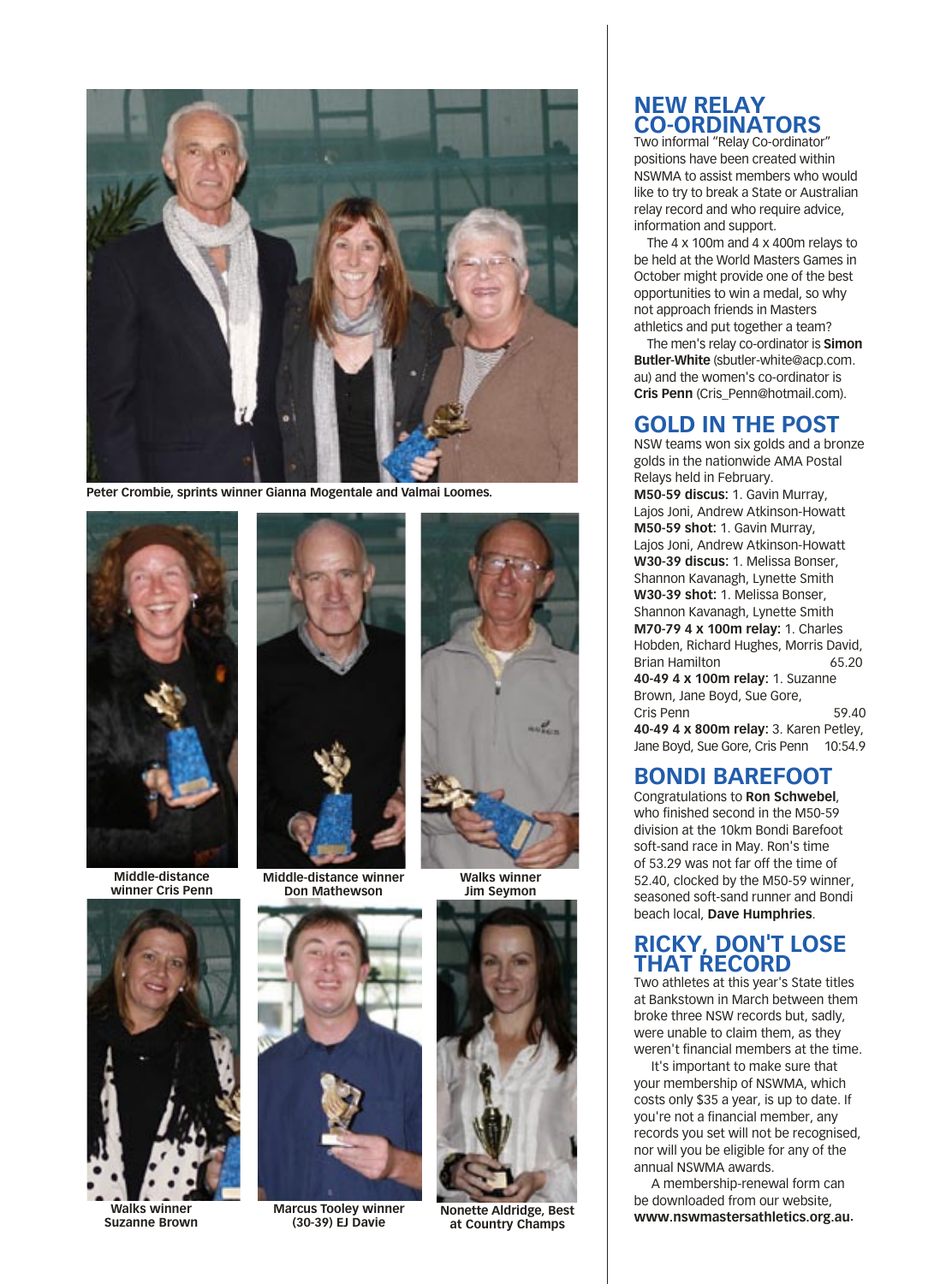Peter Crombie, sprints winner Gianna Mogentale and Valmai Loomes.

Middle-distance winner Cris Penn

Middle-distance winner Don Mathewson

Walks winner Jim Seymon

Walks winner Suzanne Brown

Marcus Tooley winner (30-39) EJ Davie

Nonette Aldridge, Best at Country Champs

## NEW RELAY CO-ORDINATORS

Two informal "Relay Co-ordinator" positions have been created within NSWMA to assist members who would like to try to break a State or Australian relay record and who require advice, information and support.

The 4 x 100m and 4 x 400m relays to be held at the World Masters Games in October might provide one of the best opportunities to win a medal, so why not approach friends in Masters athletics and put together a team?

The men's relay co-ordinator is **Simon Butler-White** (sbutler-white@acp.com.au) and the women's co-ordinator is **Cris Penn** (Cris_Penn@hotmail.com).

## GOLD IN THE POST

NSW teams won six golds and a bronze golds in the nationwide AMA Postal Relays held in February.

**M50-59 discus:** 1. Gavin Murray, Lajos Joni, Andrew Atkinson-Howatt
**M50-59 shot:** 1. Gavin Murray, Lajos Joni, Andrew Atkinson-Howatt
**W30-39 discus:** 1. Melissa Bonser, Shannon Kavanagh, Lynette Smith
**W30-39 shot:** 1. Melissa Bonser, Shannon Kavanagh, Lynette Smith
**M70-79 4 x 100m relay:** 1. Charles Hobden, Richard Hughes, Morris David, Brian Hamilton 65.20
**40-49 4 x 100m relay:** 1. Suzanne Brown, Jane Boyd, Sue Gore, Cris Penn 59.40
**40-49 4 x 800m relay:** 3. Karen Petley, Jane Boyd, Sue Gore, Cris Penn 10:54.9

## BONDI BAREFOOT

Congratulations to **Ron Schwebel**, who finished second in the M50-59 division at the 10km Bondi Barefoot soft-sand race in May. Ron's time of 53.29 was not far off the time of 52.40, clocked by the M50-59 winner, seasoned soft-sand runner and Bondi beach local, **Dave Humphries**.

## RICKY, DON'T LOSE THAT RECORD

Two athletes at this year's State titles at Bankstown in March between them broke three NSW records but, sadly, were unable to claim them, as they weren't financial members at the time.

It's important to make sure that your membership of NSWMA, which costs only $35 a year, is up to date. If you're not a financial member, any records you set will not be recognised, nor will you be eligible for any of the annual NSWMA awards.

A membership-renewal form can be downloaded from our website, **www.nswmastersathletics.org.au.**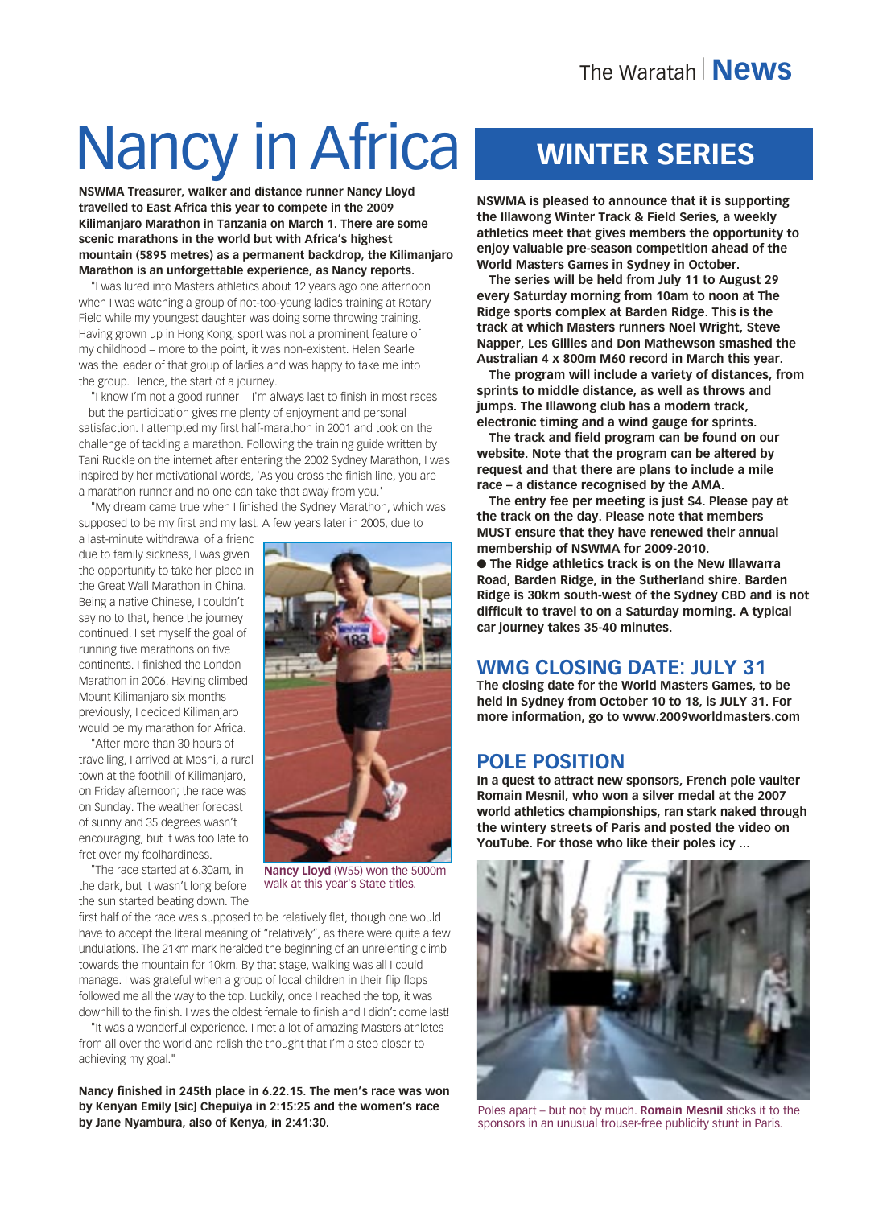# Nancy in Africa

**NSWMA Treasurer, walker and distance runner Nancy Lloyd travelled to East Africa this year to compete in the 2009 Kilimanjaro Marathon in Tanzania on March 1. There are some scenic marathons in the world but with Africa's highest mountain (5895 metres) as a permanent backdrop, the Kilimanjaro Marathon is an unforgettable experience, as Nancy reports.**

"I was lured into Masters athletics about 12 years ago one afternoon when I was watching a group of not-too-young ladies training at Rotary Field while my youngest daughter was doing some throwing training. Having grown up in Hong Kong, sport was not a prominent feature of my childhood – more to the point, it was non-existent. Helen Searle was the leader of that group of ladies and was happy to take me into the group. Hence, the start of a journey.

"I know I'm not a good runner – I'm always last to finish in most races – but the participation gives me plenty of enjoyment and personal satisfaction. I attempted my first half-marathon in 2001 and took on the challenge of tackling a marathon. Following the training guide written by Tani Ruckle on the internet after entering the 2002 Sydney Marathon, I was inspired by her motivational words, 'As you cross the finish line, you are a marathon runner and no one can take that away from you.'

"My dream came true when I finished the Sydney Marathon, which was supposed to be my first and my last. A few years later in 2005, due to a last-minute withdrawal of a friend due to family sickness, I was given the opportunity to take her place in the Great Wall Marathon in China. Being a native Chinese, I couldn't say no to that, hence the journey continued. I set myself the goal of running five marathons on five continents. I finished the London Marathon in 2006. Having climbed Mount Kilimanjaro six months previously, I decided Kilimanjaro would be my marathon for Africa.

"After more than 30 hours of travelling, I arrived at Moshi, a rural town at the foothill of Kilimanjaro, on Friday afternoon; the race was on Sunday. The weather forecast of sunny and 35 degrees wasn't encouraging, but it was too late to fret over my foolhardiness.

"The race started at 6.30am, in the dark, but it wasn't long before the sun started beating down. The first half of the race was supposed to be relatively flat, though one would have to accept the literal meaning of "relatively", as there were quite a few undulations. The 21km mark heralded the beginning of an unrelenting climb towards the mountain for 10km. By that stage, walking was all I could manage. I was grateful when a group of local children in their flip flops followed me all the way to the top. Luckily, once I reached the top, it was downhill to the finish. I was the oldest female to finish and I didn't come last!

"It was a wonderful experience. I met a lot of amazing Masters athletes from all over the world and relish the thought that I'm a step closer to achieving my goal."

**Nancy finished in 245th place in 6.22.15. The men's race was won by Kenyan Emily [sic] Chepuiya in 2:15:25 and the women's race by Jane Nyambura, also of Kenya, in 2:41:30.**

**Nancy Lloyd** (W55) won the 5000m walk at this year's State titles.

## WINTER SERIES

**NSWMA is pleased to announce that it is supporting the Illawong Winter Track & Field Series, a weekly athletics meet that gives members the opportunity to enjoy valuable pre-season competition ahead of the World Masters Games in Sydney in October.**

**The series will be held from July 11 to August 29 every Saturday morning from 10am to noon at The Ridge sports complex at Barden Ridge. This is the track at which Masters runners Noel Wright, Steve Napper, Les Gillies and Don Mathewson smashed the Australian 4 x 800m M60 record in March this year.**

**The program will include a variety of distances, from sprints to middle distance, as well as throws and jumps. The Illawong club has a modern track, electronic timing and a wind gauge for sprints.**

**The track and field program can be found on our website. Note that the program can be altered by request and that there are plans to include a mile race – a distance recognised by the AMA.**

**The entry fee per meeting is just $4. Please pay at the track on the day. Please note that members MUST ensure that they have renewed their annual membership of NSWMA for 2009-2010.**

- **The Ridge athletics track is on the New Illawarra Road, Barden Ridge, in the Sutherland shire. Barden Ridge is 30km south-west of the Sydney CBD and is not difficult to travel to on a Saturday morning. A typical car journey takes 35-40 minutes.**

## WMG CLOSING DATE: JULY 31

**The closing date for the World Masters Games, to be held in Sydney from October 10 to 18, is JULY 31. For more information, go to www.2009worldmasters.com**

## POLE POSITION

**In a quest to attract new sponsors, French pole vaulter Romain Mesnil, who won a silver medal at the 2007 world athletics championships, ran stark naked through the wintery streets of Paris and posted the video on YouTube. For those who like their poles icy ...**

Poles apart – but not by much. **Romain Mesnil** sticks it to the sponsors in an unusual trouser-free publicity stunt in Paris.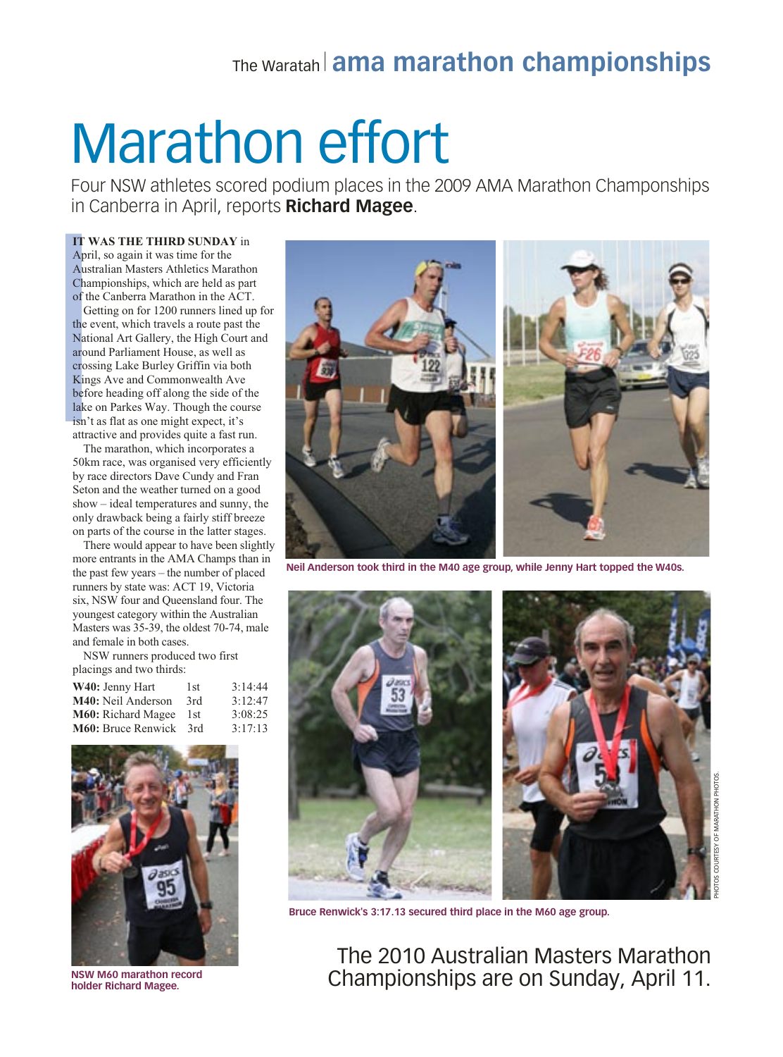# Marathon effort

Four NSW athletes scored podium places in the 2009 AMA Marathon Championships in Canberra in April, reports **Richard Magee**.

**IT WAS THE THIRD SUNDAY** in April, so again it was time for the Australian Masters Athletics Marathon Championships, which are held as part of the Canberra Marathon in the ACT.

Getting on for 1200 runners lined up for the event, which travels a route past the National Art Gallery, the High Court and around Parliament House, as well as crossing Lake Burley Griffin via both Kings Ave and Commonwealth Ave before heading off along the side of the lake on Parkes Way. Though the course isn't as flat as one might expect, it's attractive and provides quite a fast run.

The marathon, which incorporates a 50km race, was organised very efficiently by race directors Dave Cundy and Fran Seton and the weather turned on a good show – ideal temperatures and sunny, the only drawback being a fairly stiff breeze on parts of the course in the latter stages.

There would appear to have been slightly more entrants in the AMA Champs than in the past few years – the number of placed runners by state was: ACT 19, Victoria six, NSW four and Queensland four. The youngest category within the Australian Masters was 35-39, the oldest 70-74, male and female in both cases.

NSW runners produced two first placings and two thirds:

| | | |
|---|---|---|
| **W40:** Jenny Hart | 1st | 3:14:44 |
| **M40:** Neil Anderson | 3rd | 3:12:47 |
| **M60:** Richard Magee | 1st | 3:08:25 |
| **M60:** Bruce Renwick | 3rd | 3:17:13 |

Neil Anderson took third in the M40 age group, while Jenny Hart topped the W40s.

Bruce Renwick's 3:17.13 secured third place in the M60 age group.

NSW M60 marathon record holder Richard Magee.

PHOTOS COURTESY OF MARATHON PHOTOS.

The 2010 Australian Masters Marathon Championships are on Sunday, April 11.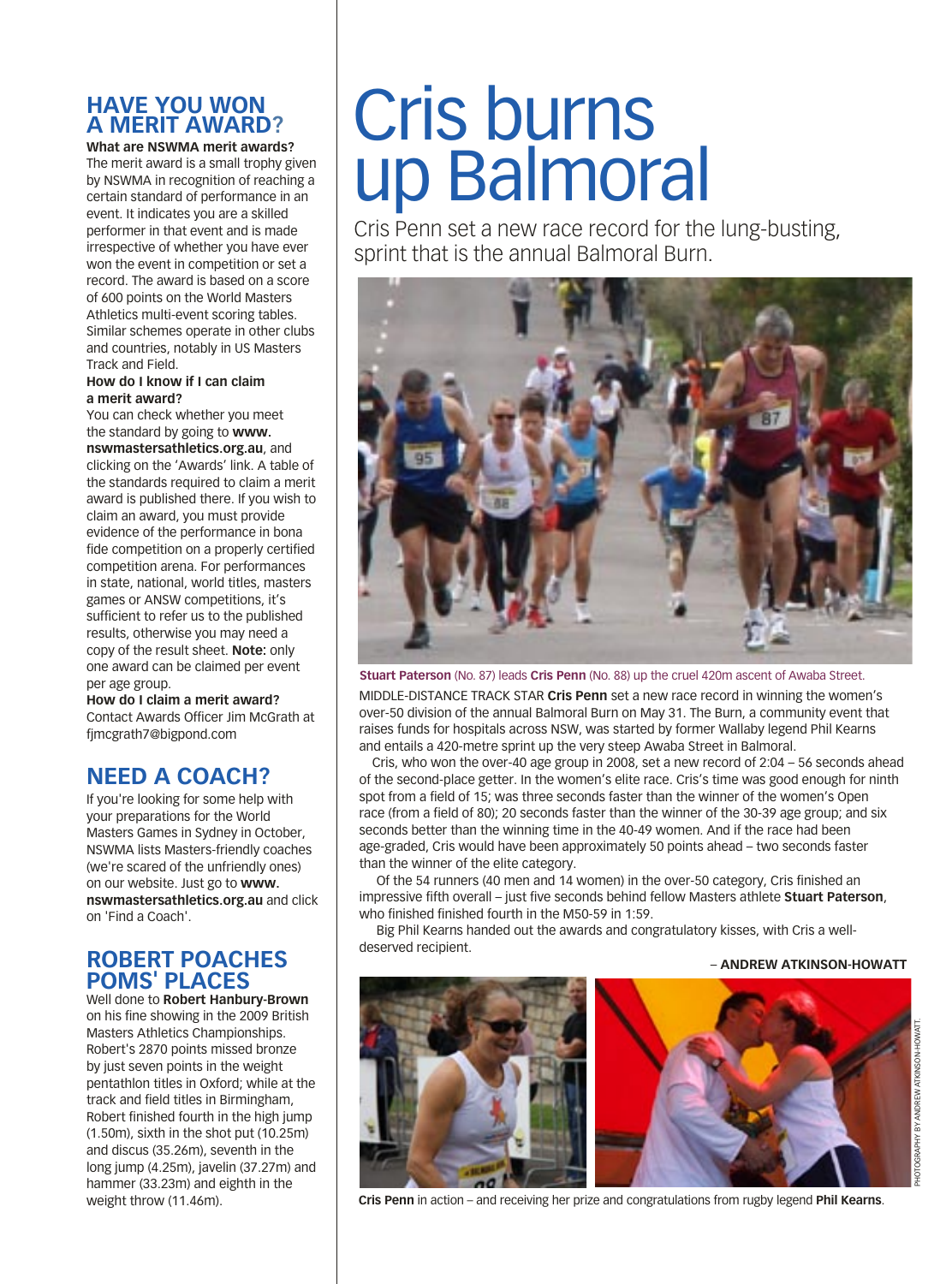## HAVE YOU WON A MERIT AWARD?

**What are NSWMA merit awards?**
The merit award is a small trophy given by NSWMA in recognition of reaching a certain standard of performance in an event. It indicates you are a skilled performer in that event and is made irrespective of whether you have ever won the event in competition or set a record. The award is based on a score of 600 points on the World Masters Athletics multi-event scoring tables. Similar schemes operate in other clubs and countries, notably in US Masters Track and Field.

**How do I know if I can claim a merit award?**
You can check whether you meet the standard by going to **www.nswmastersathletics.org.au**, and clicking on the 'Awards' link. A table of the standards required to claim a merit award is published there. If you wish to claim an award, you must provide evidence of the performance in bona fide competition on a properly certified competition arena. For performances in state, national, world titles, masters games or ANSW competitions, it's sufficient to refer us to the published results, otherwise you may need a copy of the result sheet. **Note:** only one award can be claimed per event per age group.

**How do I claim a merit award?**
Contact Awards Officer Jim McGrath at fjmcgrath7@bigpond.com

## NEED A COACH?

If you're looking for some help with your preparations for the World Masters Games in Sydney in October, NSWMA lists Masters-friendly coaches (we're scared of the unfriendly ones) on our website. Just go to **www.nswmastersathletics.org.au** and click on 'Find a Coach'.

## ROBERT POACHES POMS' PLACES

Well done to **Robert Hanbury-Brown** on his fine showing in the 2009 British Masters Athletics Championships. Robert's 2870 points missed bronze by just seven points in the weight pentathlon titles in Oxford; while at the track and field titles in Birmingham, Robert finished fourth in the high jump (1.50m), sixth in the shot put (10.25m) and discus (35.26m), seventh in the long jump (4.25m), javelin (37.27m) and hammer (33.23m) and eighth in the weight throw (11.46m).

# Cris burns up Balmoral

Cris Penn set a new race record for the lung-busting, sprint that is the annual Balmoral Burn.

**Stuart Paterson** (No. 87) leads **Cris Penn** (No. 88) up the cruel 420m ascent of Awaba Street.

MIDDLE-DISTANCE TRACK STAR **Cris Penn** set a new race record in winning the women's over-50 division of the annual Balmoral Burn on May 31. The Burn, a community event that raises funds for hospitals across NSW, was started by former Wallaby legend Phil Kearns and entails a 420-metre sprint up the very steep Awaba Street in Balmoral.

Cris, who won the over-40 age group in 2008, set a new record of 2:04 – 56 seconds ahead of the second-place getter. In the women's elite race. Cris's time was good enough for ninth spot from a field of 15; was three seconds faster than the winner of the women's Open race (from a field of 80); 20 seconds faster than the winner of the 30-39 age group; and six seconds better than the winning time in the 40-49 women. And if the race had been age-graded, Cris would have been approximately 50 points ahead – two seconds faster than the winner of the elite category.

Of the 54 runners (40 men and 14 women) in the over-50 category, Cris finished an impressive fifth overall – just five seconds behind fellow Masters athlete **Stuart Paterson**, who finished finished fourth in the M50-59 in 1:59.

Big Phil Kearns handed out the awards and congratulatory kisses, with Cris a well-deserved recipient.

– **ANDREW ATKINSON-HOWATT**

**Cris Penn** in action – and receiving her prize and congratulations from rugby legend **Phil Kearns**.

PHOTOGRAPHY BY ANDREW ATKINSON-HOWATT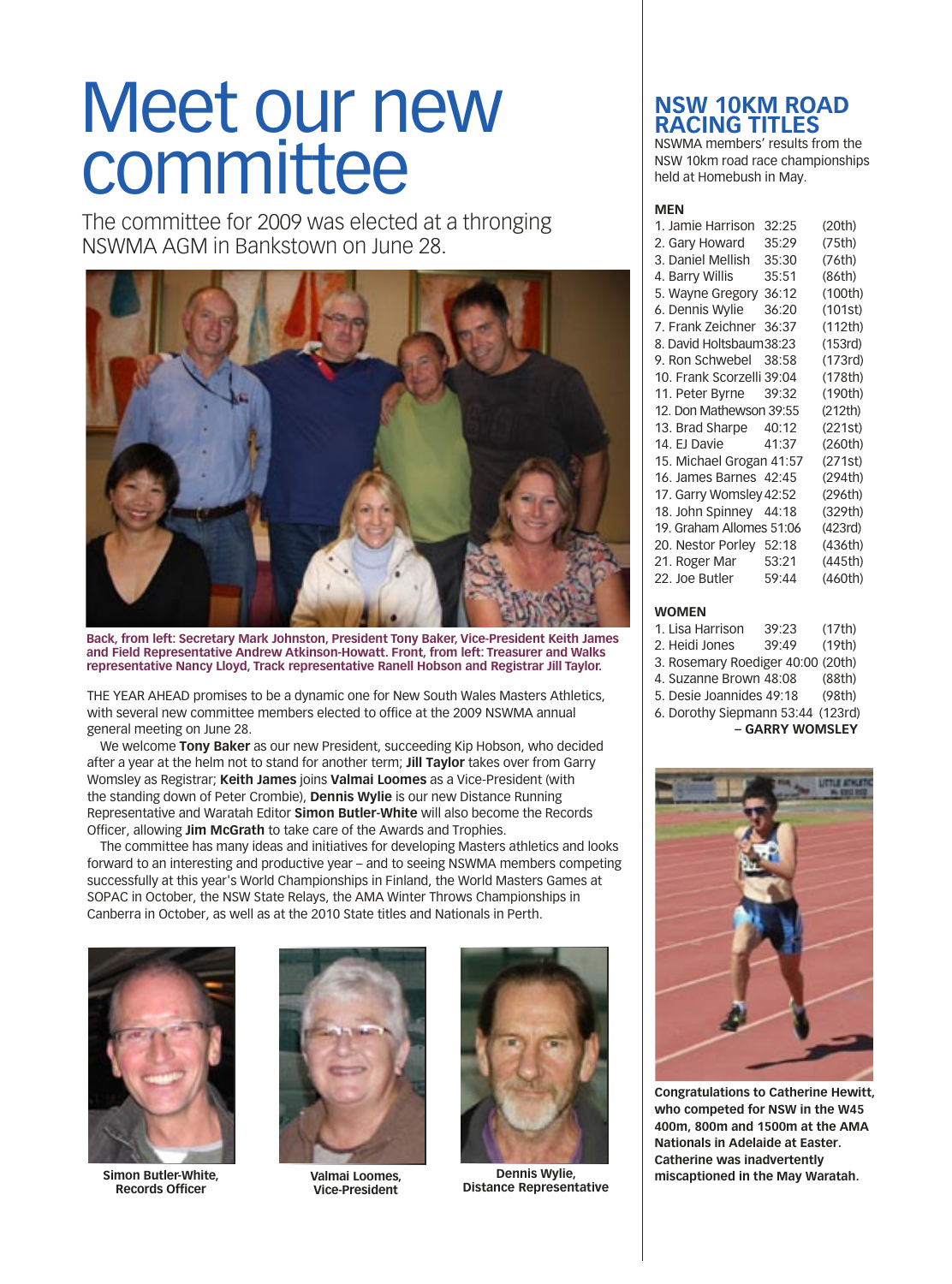# Meet our new committee

The committee for 2009 was elected at a thronging NSWMA AGM in Bankstown on June 28.

**Back, from left: Secretary Mark Johnston, President Tony Baker, Vice-President Keith James and Field Representative Andrew Atkinson-Howatt. Front, from left: Treasurer and Walks representative Nancy Lloyd, Track representative Ranell Hobson and Registrar Jill Taylor.**

THE YEAR AHEAD promises to be a dynamic one for New South Wales Masters Athletics, with several new committee members elected to office at the 2009 NSWMA annual general meeting on June 28.

We welcome **Tony Baker** as our new President, succeeding Kip Hobson, who decided after a year at the helm not to stand for another term; **Jill Taylor** takes over from Garry Womsley as Registrar; **Keith James** joins **Valmai Loomes** as a Vice-President (with the standing down of Peter Crombie), **Dennis Wylie** is our new Distance Running Representative and Waratah Editor **Simon Butler-White** will also become the Records Officer, allowing **Jim McGrath** to take care of the Awards and Trophies.

The committee has many ideas and initiatives for developing Masters athletics and looks forward to an interesting and productive year – and to seeing NSWMA members competing successfully at this year's World Championships in Finland, the World Masters Games at SOPAC in October, the NSW State Relays, the AMA Winter Throws Championships in Canberra in October, as well as at the 2010 State titles and Nationals in Perth.

**Simon Butler-White, Records Officer**

**Valmai Loomes, Vice-President**

**Dennis Wylie, Distance Representative**

## NSW 10KM ROAD RACING TITLES

NSWMA members' results from the NSW 10km road race championships held at Homebush in May.

**MEN**

| | Name | Time | Place |
|---|---|---|---|
| 1. | Jamie Harrison | 32:25 | (20th) |
| 2. | Gary Howard | 35:29 | (75th) |
| 3. | Daniel Mellish | 35:30 | (76th) |
| 4. | Barry Willis | 35:51 | (86th) |
| 5. | Wayne Gregory | 36:12 | (100th) |
| 6. | Dennis Wylie | 36:20 | (101st) |
| 7. | Frank Zeichner | 36:37 | (112th) |
| 8. | David Holtsbaum | 38:23 | (153rd) |
| 9. | Ron Schwebel | 38:58 | (173rd) |
| 10. | Frank Scorzelli | 39:04 | (178th) |
| 11. | Peter Byrne | 39:32 | (190th) |
| 12. | Don Mathewson | 39:55 | (212th) |
| 13. | Brad Sharpe | 40:12 | (221st) |
| 14. | EJ Davie | 41:37 | (260th) |
| 15. | Michael Grogan | 41:57 | (271st) |
| 16. | James Barnes | 42:45 | (294th) |
| 17. | Garry Womsley | 42:52 | (296th) |
| 18. | John Spinney | 44:18 | (329th) |
| 19. | Graham Allomes | 51:06 | (423rd) |
| 20. | Nestor Porley | 52:18 | (436th) |
| 21. | Roger Mar | 53:21 | (445th) |
| 22. | Joe Butler | 59:44 | (460th) |

**WOMEN**

| | Name | Time | Place |
|---|---|---|---|
| 1. | Lisa Harrison | 39:23 | (17th) |
| 2. | Heidi Jones | 39:49 | (19th) |
| 3. | Rosemary Roediger | 40:00 | (20th) |
| 4. | Suzanne Brown | 48:08 | (88th) |
| 5. | Desie Joannides | 49:18 | (98th) |
| 6. | Dorothy Siepmann | 53:44 | (123rd) |

**– GARRY WOMSLEY**

**Congratulations to Catherine Hewitt, who competed for NSW in the W45 400m, 800m and 1500m at the AMA Nationals in Adelaide at Easter. Catherine was inadvertently miscaptioned in the May Waratah.**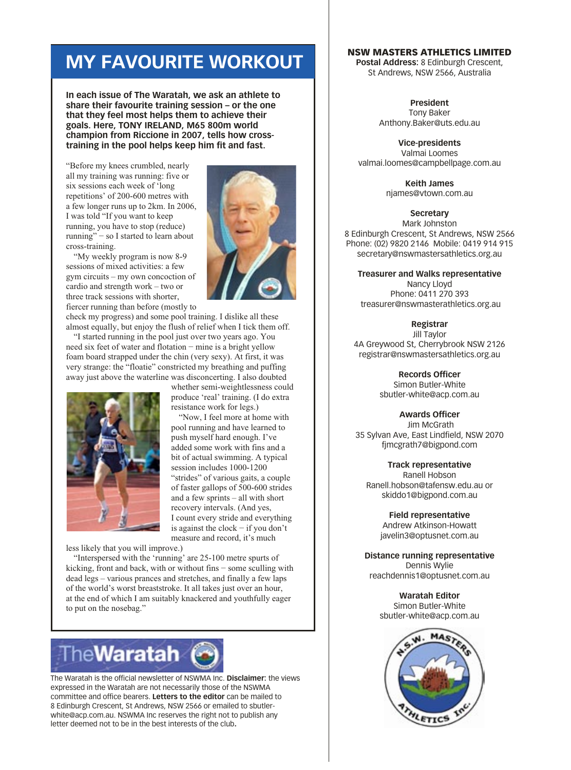# MY FAVOURITE WORKOUT

**In each issue of The Waratah, we ask an athlete to share their favourite training session – or the one that they feel most helps them to achieve their goals. Here, TONY IRELAND, M65 800m world champion from Riccione in 2007, tells how cross-training in the pool helps keep him fit and fast.**

"Before my knees crumbled, nearly all my training was running: five or six sessions each week of 'long repetitions' of 200-600 metres with a few longer runs up to 2km. In 2006, I was told "If you want to keep running, you have to stop (reduce) running" – so I started to learn about cross-training.

"My weekly program is now 8-9 sessions of mixed activities: a few gym circuits – my own concoction of cardio and strength work – two or three track sessions with shorter, fiercer running than before (mostly to check my progress) and some pool training. I dislike all these almost equally, but enjoy the flush of relief when I tick them off.

"I started running in the pool just over two years ago. You need six feet of water and flotation – mine is a bright yellow foam board strapped under the chin (very sexy). At first, it was very strange: the "floatie" constricted my breathing and puffing away just above the waterline was disconcerting. I also doubted whether semi-weightlessness could produce 'real' training. (I do extra resistance work for legs.)

"Now, I feel more at home with pool running and have learned to push myself hard enough. I've added some work with fins and a bit of actual swimming. A typical session includes 1000-1200 "strides" of various gaits, a couple of faster gallops of 500-600 strides and a few sprints – all with short recovery intervals. (And yes, I count every stride and everything is against the clock – if you don't measure and record, it's much less likely that you will improve.)

"Interspersed with the 'running' are 25-100 metre spurts of kicking, front and back, with or without fins – some sculling with dead legs – various pauses and stretches, and finally a few laps of the world's worst breaststroke. It all takes just over an hour, at the end of which I am suitably knackered and youthfully eager to put on the nosebag."

**TheWaratah**

The Waratah is the official newsletter of NSWMA Inc. **Disclaimer:** the views expressed in the Waratah are not necessarily those of the NSWMA committee and office bearers. **Letters to the editor** can be mailed to 8 Edinburgh Crescent, St Andrews, NSW 2566 or emailed to sbutler-white@acp.com.au. NSWMA Inc reserves the right not to publish any letter deemed not to be in the best interests of the club.

## NSW MASTERS ATHLETICS LIMITED

**Postal Address:** 8 Edinburgh Crescent, St Andrews, NSW 2566, Australia

**President**
Tony Baker
Anthony.Baker@uts.edu.au

**Vice-presidents**
Valmai Loomes
valmai.loomes@campbellpage.com.au

**Keith James**
njames@vtown.com.au

**Secretary**
Mark Johnston
8 Edinburgh Crescent, St Andrews, NSW 2566
Phone: (02) 9820 2146 Mobile: 0419 914 915
secretary@nswmastersathletics.org.au

**Treasurer and Walks representative**
Nancy Lloyd
Phone: 0411 270 393
treasurer@nswmasterathletics.org.au

**Registrar**
Jill Taylor
4A Greywood St, Cherrybrook NSW 2126
registrar@nswmastersathletics.org.au

**Records Officer**
Simon Butler-White
sbutler-white@acp.com.au

**Awards Officer**
Jim McGrath
35 Sylvan Ave, East Lindfield, NSW 2070
fjmcgrath7@bigpond.com

**Track representative**
Ranell Hobson
Ranell.hobson@tafensw.edu.au or
skiddo1@bigpond.com.au

**Field representative**
Andrew Atkinson-Howatt
javelin3@optusnet.com.au

**Distance running representative**
Dennis Wylie
reachdennis1@optusnet.com.au

**Waratah Editor**
Simon Butler-White
sbutler-white@acp.com.au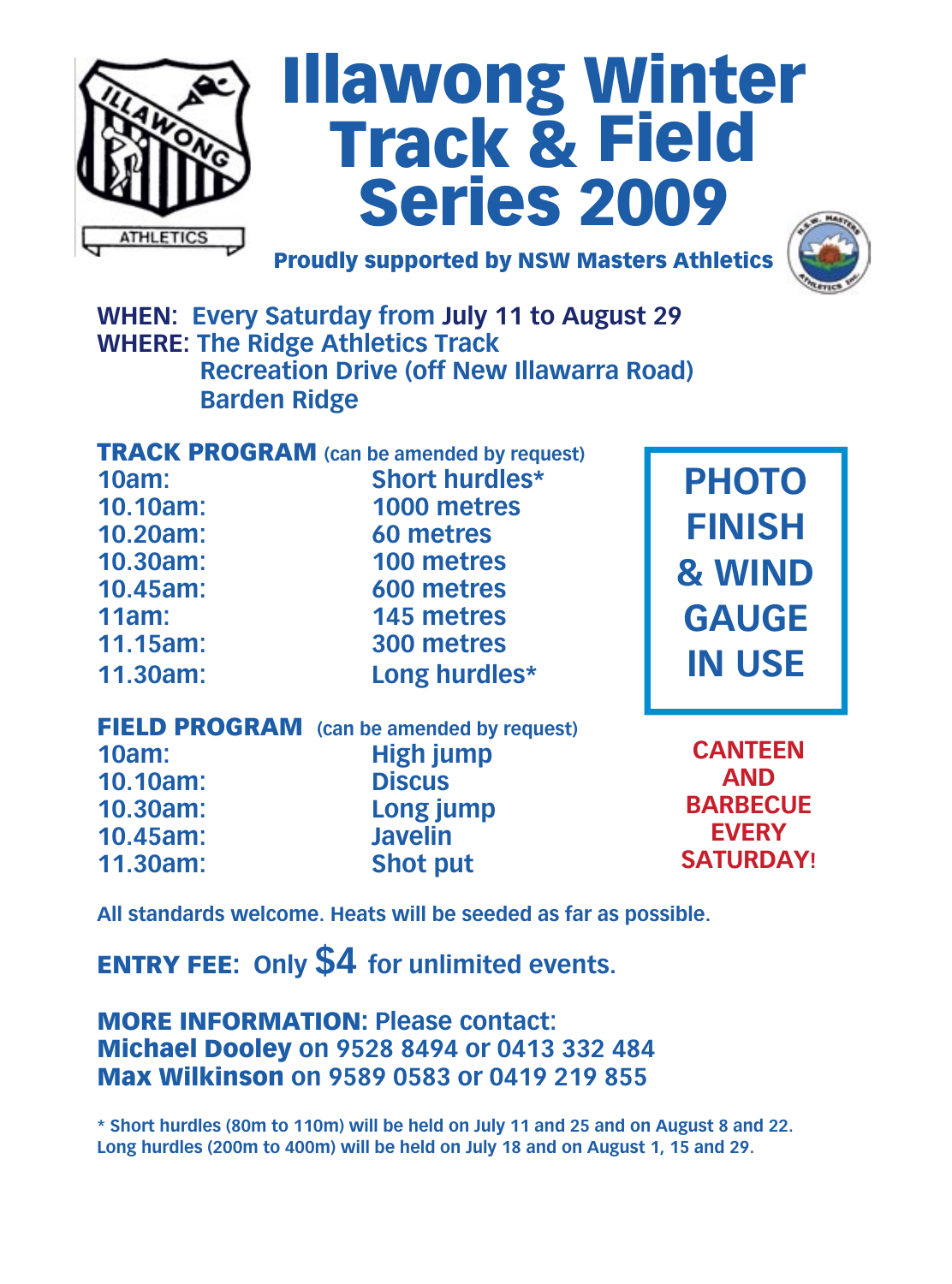# Illawong Winter Track & Field Series 2009

**Proudly supported by NSW Masters Athletics**

**WHEN**: Every Saturday from **July 11 to August 29**
**WHERE**: The Ridge Athletics Track
Recreation Drive (off New Illawarra Road)
Barden Ridge

**TRACK PROGRAM** (can be amended by request)

| | |
|---|---|
| 10am: | Short hurdles* |
| 10.10am: | 1000 metres |
| 10.20am: | 60 metres |
| 10.30am: | 100 metres |
| 10.45am: | 600 metres |
| 11am: | 145 metres |
| 11.15am: | 300 metres |
| 11.30am: | Long hurdles* |

**FIELD PROGRAM** (can be amended by request)

| | |
|---|---|
| 10am: | High jump |
| 10.10am: | Discus |
| 10.30am: | Long jump |
| 10.45am: | Javelin |
| 11.30am: | Shot put |

**PHOTO FINISH & WIND GAUGE IN USE**

**CANTEEN AND BARBECUE EVERY SATURDAY!**

All standards welcome. Heats will be seeded as far as possible.

**ENTRY FEE**: Only **$4** for unlimited events.

**MORE INFORMATION**: Please contact:
**Michael Dooley** on 9528 8494 or 0413 332 484
**Max Wilkinson** on 9589 0583 or 0419 219 855

\* Short hurdles (80m to 110m) will be held on July 11 and 25 and on August 8 and 22.
Long hurdles (200m to 400m) will be held on July 18 and on August 1, 15 and 29.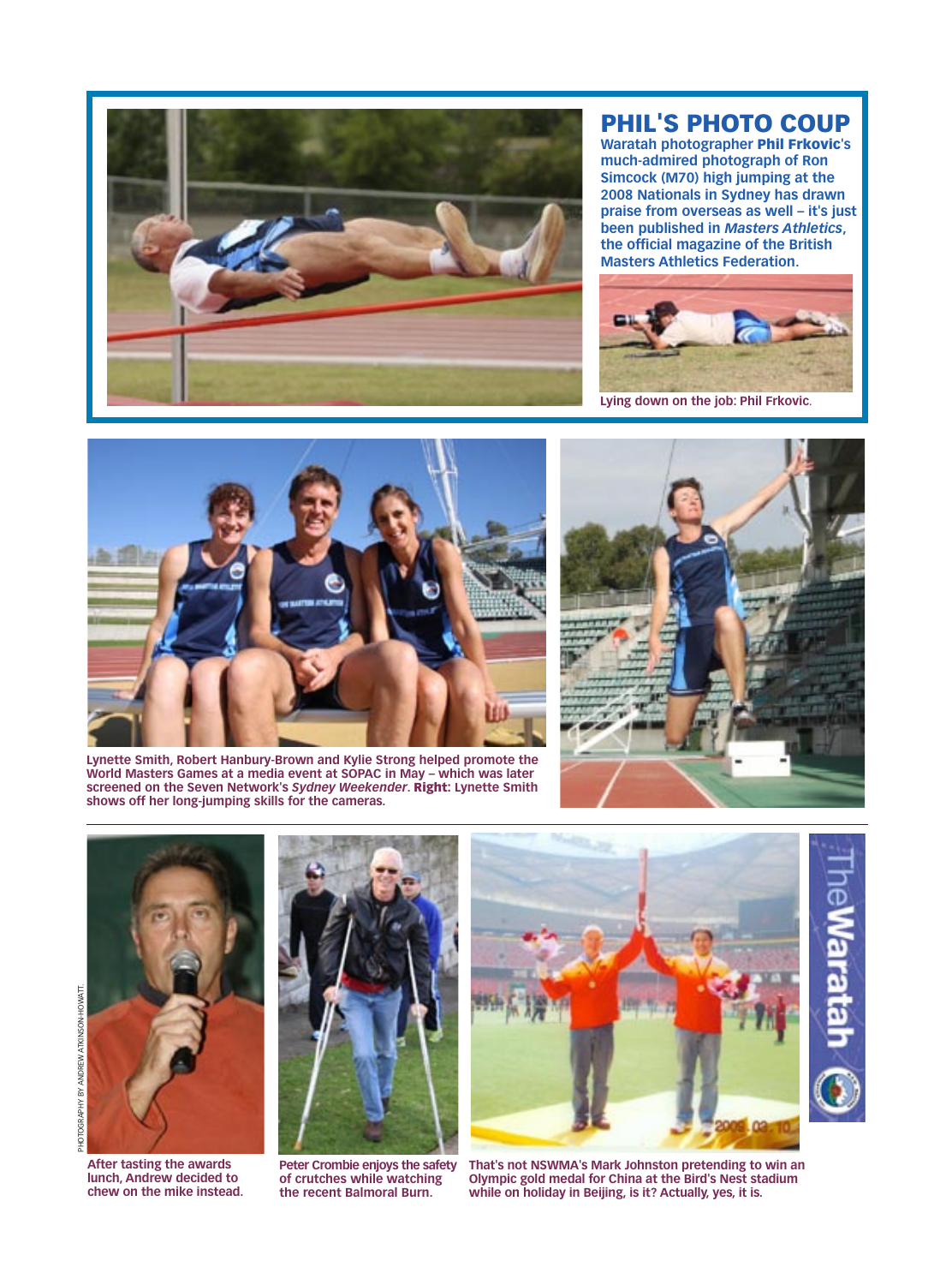## PHIL'S PHOTO COUP

**Waratah photographer Phil Frkovic's much-admired photograph of Ron Simcock (M70) high jumping at the 2008 Nationals in Sydney has drawn praise from overseas as well – it's just been published in *Masters Athletics*, the official magazine of the British Masters Athletics Federation.**

Lying down on the job: Phil Frkovic.

Lynette Smith, Robert Hanbury-Brown and Kylie Strong helped promote the World Masters Games at a media event at SOPAC in May – which was later screened on the Seven Network's *Sydney Weekender*. **Right:** Lynette Smith shows off her long-jumping skills for the cameras.

PHOTOGRAPHY BY ANDREW ATKINSON-HOWATT

After tasting the awards lunch, Andrew decided to chew on the mike instead.

Peter Crombie enjoys the safety of crutches while watching the recent Balmoral Burn.

That's not NSWMA's Mark Johnston pretending to win an Olympic gold medal for China at the Bird's Nest stadium while on holiday in Beijing, is it? Actually, yes, it is.